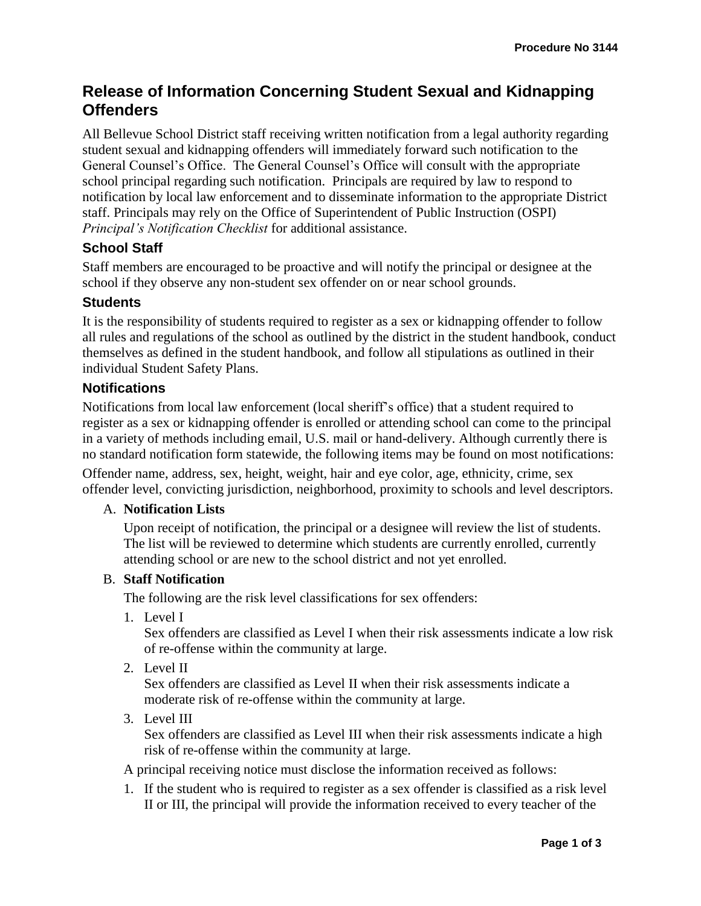# Release of Information Concerning Student Sexual and Kidnapping Offenders

All Bellevue School District staff receiving written notification from a legal authority regarding student sexual and kidnapping offenders will immediately forward such notification to the General Counsel's Office. The General Counsel's Office will consult with the appropriate school principal regarding such notification. Principals are required by law to respond to notification by local law enforcement and to disseminate information to the appropriate District staff. Principals may rely on the Office of Superintendent of Public Instruction (OSPI) *Principal's Notification Checklist* for additional assistance.

## School Staff

Staff members are encouraged to be proactive and will notify the principal or designee at the school if they observe any non-student sex offender on or near school grounds.

## Students

It is the responsibility of students required to register as a sex or kidnapping offender to follow all rules and regulations of the school as outlined by the district in the student handbook, conduct themselves as defined in the student handbook, and follow all stipulations as outlined in their individual Student Safety Plans.

## Notifications

Notifications from local law enforcement (local sheriff's office) that a student required to register as a sex or kidnapping offender is enrolled or attending school can come to the principal in a variety of methods including email, U.S. mail or hand-delivery. Although currently there is no standard notification form statewide, the following items may be found on most notifications:

Offender name, address, sex, height, weight, hair and eye color, age, ethnicity, crime, sex offender level, convicting jurisdiction, neighborhood, proximity to schools and level descriptors.

A. **Notification Lists**

   Upon receipt of notification, the principal or a designee will review the list of students. The list will be reviewed to determine which students are currently enrolled, currently attending school or are new to the school district and not yet enrolled.

B. **Staff Notification**

   The following are the risk level classifications for sex offenders:

   1. Level I
      Sex offenders are classified as Level I when their risk assessments indicate a low risk of re-offense within the community at large.
   2. Level II
      Sex offenders are classified as Level II when their risk assessments indicate a moderate risk of re-offense within the community at large.
   3. Level III
      Sex offenders are classified as Level III when their risk assessments indicate a high risk of re-offense within the community at large.

   A principal receiving notice must disclose the information received as follows:

   1. If the student who is required to register as a sex offender is classified as a risk level II or III, the principal will provide the information received to every teacher of the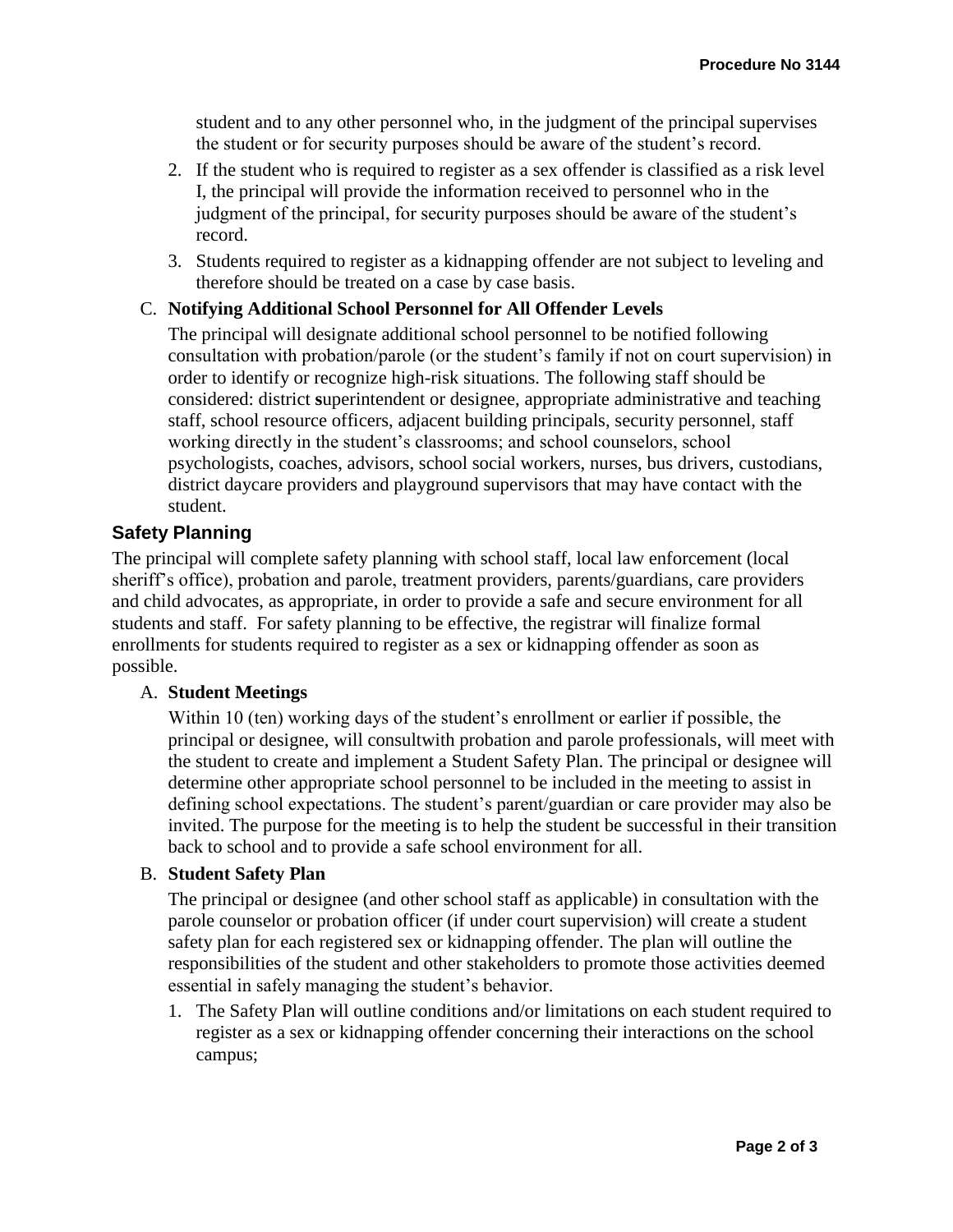student and to any other personnel who, in the judgment of the principal supervises the student or for security purposes should be aware of the student's record.

2. If the student who is required to register as a sex offender is classified as a risk level I, the principal will provide the information received to personnel who in the judgment of the principal, for security purposes should be aware of the student's record.
3. Students required to register as a kidnapping offender are not subject to leveling and therefore should be treated on a case by case basis.

C. **Notifying Additional School Personnel for All Offender Levels**

The principal will designate additional school personnel to be notified following consultation with probation/parole (or the student's family if not on court supervision) in order to identify or recognize high-risk situations. The following staff should be considered: district superintendent or designee, appropriate administrative and teaching staff, school resource officers, adjacent building principals, security personnel, staff working directly in the student's classrooms; and school counselors, school psychologists, coaches, advisors, school social workers, nurses, bus drivers, custodians, district daycare providers and playground supervisors that may have contact with the student.

## Safety Planning

The principal will complete safety planning with school staff, local law enforcement (local sheriff's office), probation and parole, treatment providers, parents/guardians, care providers and child advocates, as appropriate, in order to provide a safe and secure environment for all students and staff. For safety planning to be effective, the registrar will finalize formal enrollments for students required to register as a sex or kidnapping offender as soon as possible.

A. **Student Meetings**

Within 10 (ten) working days of the student's enrollment or earlier if possible, the principal or designee, will consultwith probation and parole professionals, will meet with the student to create and implement a Student Safety Plan. The principal or designee will determine other appropriate school personnel to be included in the meeting to assist in defining school expectations. The student's parent/guardian or care provider may also be invited. The purpose for the meeting is to help the student be successful in their transition back to school and to provide a safe school environment for all.

B. **Student Safety Plan**

The principal or designee (and other school staff as applicable) in consultation with the parole counselor or probation officer (if under court supervision) will create a student safety plan for each registered sex or kidnapping offender. The plan will outline the responsibilities of the student and other stakeholders to promote those activities deemed essential in safely managing the student's behavior.

1. The Safety Plan will outline conditions and/or limitations on each student required to register as a sex or kidnapping offender concerning their interactions on the school campus;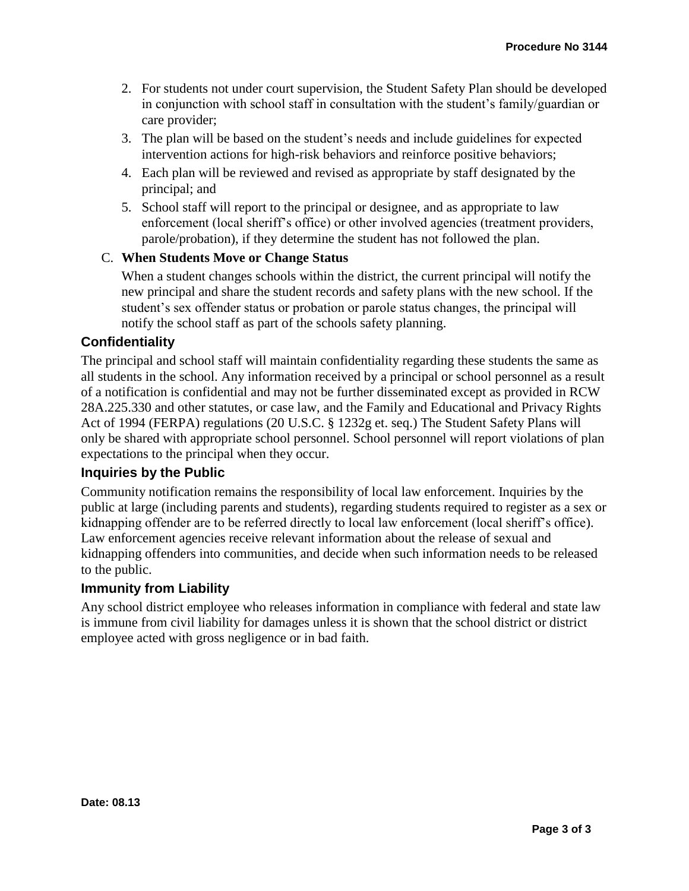2. For students not under court supervision, the Student Safety Plan should be developed in conjunction with school staff in consultation with the student's family/guardian or care provider;
3. The plan will be based on the student's needs and include guidelines for expected intervention actions for high-risk behaviors and reinforce positive behaviors;
4. Each plan will be reviewed and revised as appropriate by staff designated by the principal; and
5. School staff will report to the principal or designee, and as appropriate to law enforcement (local sheriff's office) or other involved agencies (treatment providers, parole/probation), if they determine the student has not followed the plan.

C. **When Students Move or Change Status**

When a student changes schools within the district, the current principal will notify the new principal and share the student records and safety plans with the new school. If the student's sex offender status or probation or parole status changes, the principal will notify the school staff as part of the schools safety planning.

## Confidentiality

The principal and school staff will maintain confidentiality regarding these students the same as all students in the school. Any information received by a principal or school personnel as a result of a notification is confidential and may not be further disseminated except as provided in RCW 28A.225.330 and other statutes, or case law, and the Family and Educational and Privacy Rights Act of 1994 (FERPA) regulations (20 U.S.C. § 1232g et. seq.) The Student Safety Plans will only be shared with appropriate school personnel. School personnel will report violations of plan expectations to the principal when they occur.

## Inquiries by the Public

Community notification remains the responsibility of local law enforcement. Inquiries by the public at large (including parents and students), regarding students required to register as a sex or kidnapping offender are to be referred directly to local law enforcement (local sheriff's office). Law enforcement agencies receive relevant information about the release of sexual and kidnapping offenders into communities, and decide when such information needs to be released to the public.

## Immunity from Liability

Any school district employee who releases information in compliance with federal and state law is immune from civil liability for damages unless it is shown that the school district or district employee acted with gross negligence or in bad faith.

**Date: 08.13**